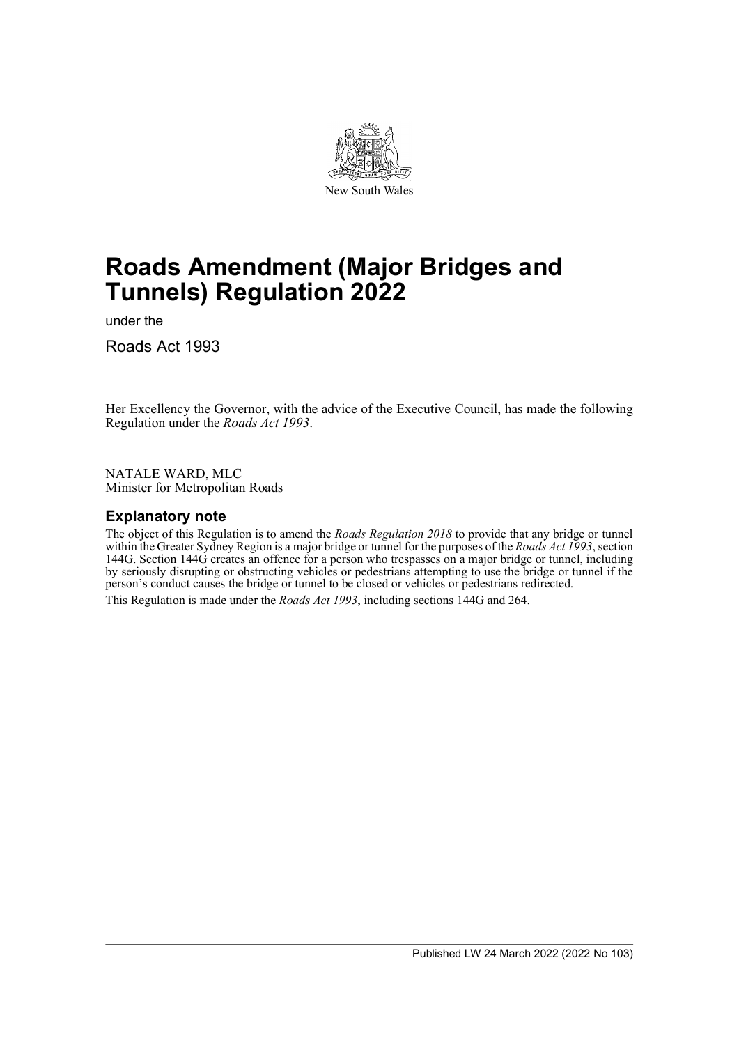New South Wales

# Roads Amendment (Major Bridges and Tunnels) Regulation 2022

under the

Roads Act 1993

Her Excellency the Governor, with the advice of the Executive Council, has made the following Regulation under the *Roads Act 1993*.

NATALE WARD, MLC
Minister for Metropolitan Roads

## Explanatory note

The object of this Regulation is to amend the *Roads Regulation 2018* to provide that any bridge or tunnel within the Greater Sydney Region is a major bridge or tunnel for the purposes of the *Roads Act 1993*, section 144G. Section 144G creates an offence for a person who trespasses on a major bridge or tunnel, including by seriously disrupting or obstructing vehicles or pedestrians attempting to use the bridge or tunnel if the person's conduct causes the bridge or tunnel to be closed or vehicles or pedestrians redirected.

This Regulation is made under the *Roads Act 1993*, including sections 144G and 264.

Published LW 24 March 2022 (2022 No 103)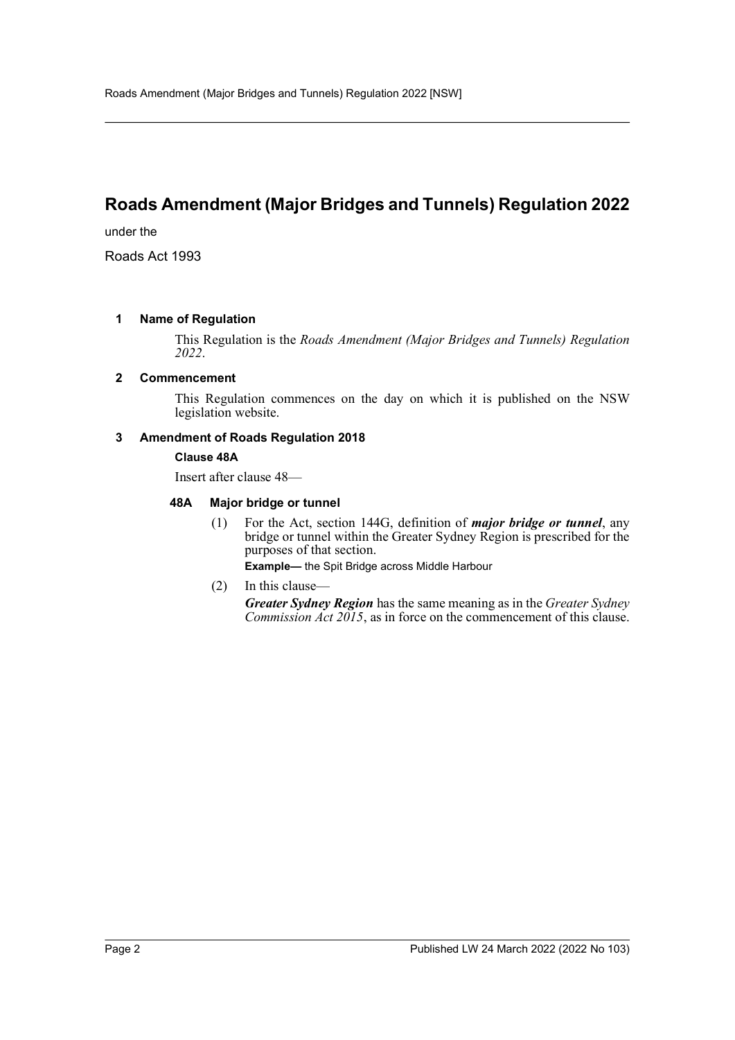# Roads Amendment (Major Bridges and Tunnels) Regulation 2022

under the

Roads Act 1993

### 1 Name of Regulation

This Regulation is the *Roads Amendment (Major Bridges and Tunnels) Regulation 2022*.

### 2 Commencement

This Regulation commences on the day on which it is published on the NSW legislation website.

### 3 Amendment of Roads Regulation 2018

**Clause 48A**

Insert after clause 48—

**48A Major bridge or tunnel**

(1) For the Act, section 144G, definition of ***major bridge or tunnel***, any bridge or tunnel within the Greater Sydney Region is prescribed for the purposes of that section.

**Example—** the Spit Bridge across Middle Harbour

(2) In this clause—

***Greater Sydney Region*** has the same meaning as in the *Greater Sydney Commission Act 2015*, as in force on the commencement of this clause.